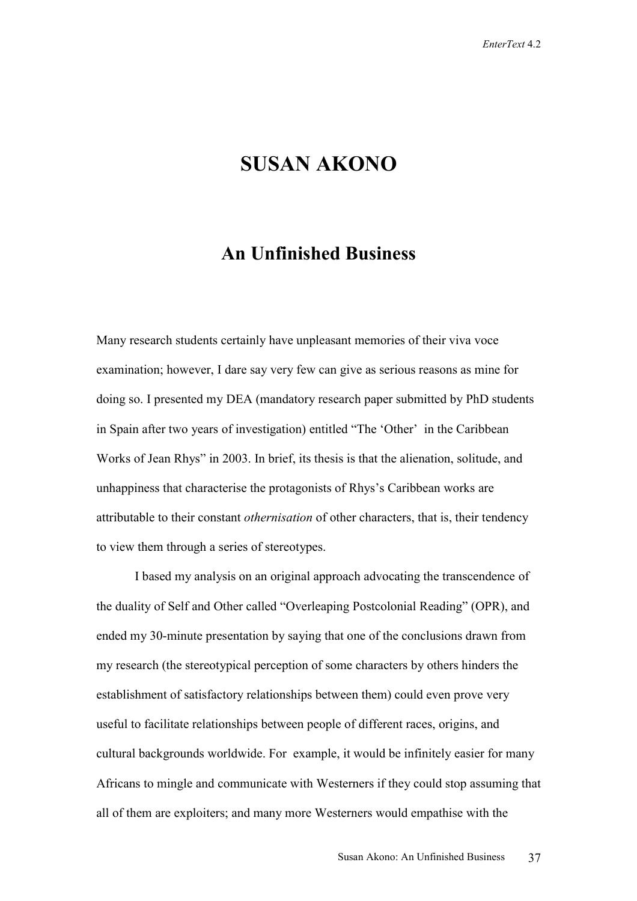# SUSAN AKONO

## An Unfinished Business

Many research students certainly have unpleasant memories of their viva voce examination; however, I dare say very few can give as serious reasons as mine for doing so. I presented my DEA (mandatory research paper submitted by PhD students in Spain after two years of investigation) entitled "The 'Other' in the Caribbean Works of Jean Rhys" in 2003. In brief, its thesis is that the alienation, solitude, and unhappiness that characterise the protagonists of Rhys's Caribbean works are attributable to their constant *othernisation* of other characters, that is, their tendency to view them through a series of stereotypes.

I based my analysis on an original approach advocating the transcendence of the duality of Self and Other called "Overleaping Postcolonial Reading" (OPR), and ended my 30-minute presentation by saying that one of the conclusions drawn from my research (the stereotypical perception of some characters by others hinders the establishment of satisfactory relationships between them) could even prove very useful to facilitate relationships between people of different races, origins, and cultural backgrounds worldwide. For example, it would be infinitely easier for many Africans to mingle and communicate with Westerners if they could stop assuming that all of them are exploiters; and many more Westerners would empathise with the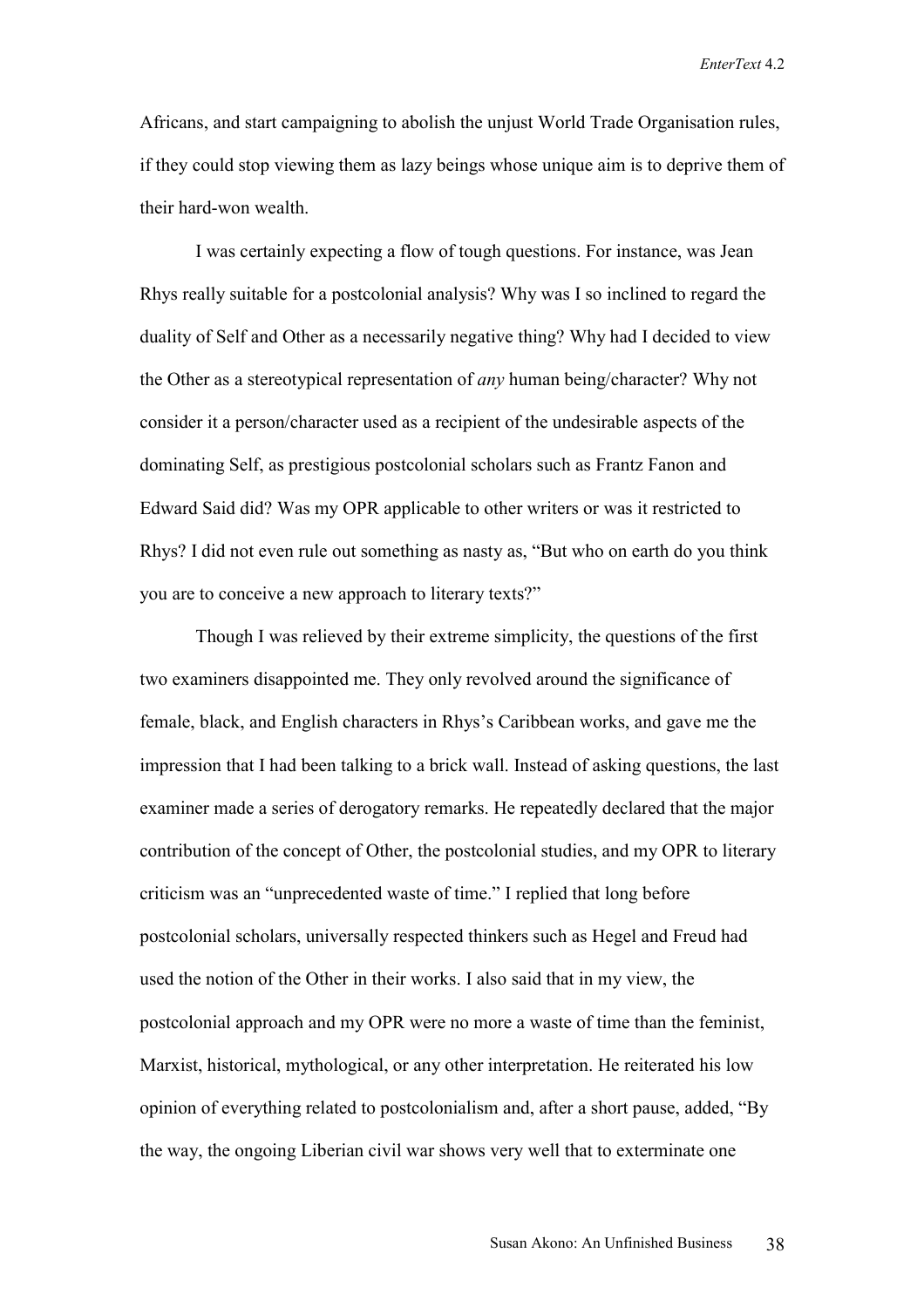Africans, and start campaigning to abolish the unjust World Trade Organisation rules, if they could stop viewing them as lazy beings whose unique aim is to deprive them of their hard-won wealth.

I was certainly expecting a flow of tough questions. For instance, was Jean Rhys really suitable for a postcolonial analysis? Why was I so inclined to regard the duality of Self and Other as a necessarily negative thing? Why had I decided to view the Other as a stereotypical representation of *any* human being/character? Why not consider it a person/character used as a recipient of the undesirable aspects of the dominating Self, as prestigious postcolonial scholars such as Frantz Fanon and Edward Said did? Was my OPR applicable to other writers or was it restricted to Rhys? I did not even rule out something as nasty as, "But who on earth do you think you are to conceive a new approach to literary texts?"

Though I was relieved by their extreme simplicity, the questions of the first two examiners disappointed me. They only revolved around the significance of female, black, and English characters in Rhys's Caribbean works, and gave me the impression that I had been talking to a brick wall. Instead of asking questions, the last examiner made a series of derogatory remarks. He repeatedly declared that the major contribution of the concept of Other, the postcolonial studies, and my OPR to literary criticism was an "unprecedented waste of time." I replied that long before postcolonial scholars, universally respected thinkers such as Hegel and Freud had used the notion of the Other in their works. I also said that in my view, the postcolonial approach and my OPR were no more a waste of time than the feminist, Marxist, historical, mythological, or any other interpretation. He reiterated his low opinion of everything related to postcolonialism and, after a short pause, added, "By the way, the ongoing Liberian civil war shows very well that to exterminate one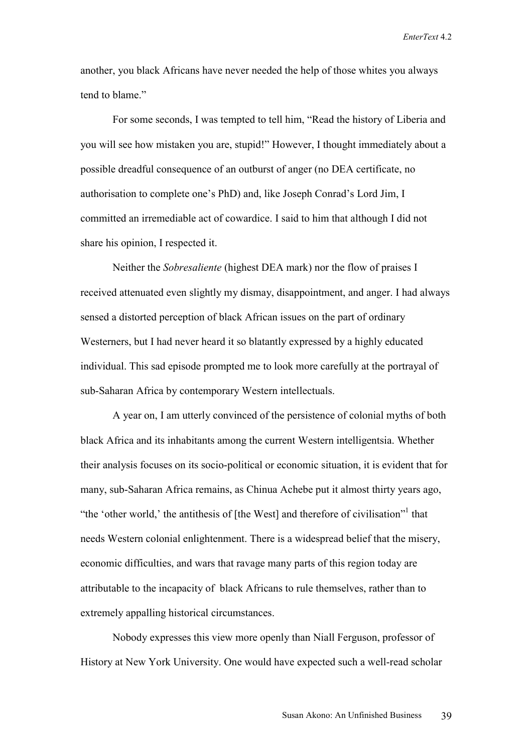another, you black Africans have never needed the help of those whites you always tend to blame."

For some seconds, I was tempted to tell him, "Read the history of Liberia and you will see how mistaken you are, stupid!" However, I thought immediately about a possible dreadful consequence of an outburst of anger (no DEA certificate, no authorisation to complete one's PhD) and, like Joseph Conrad's Lord Jim, I committed an irremediable act of cowardice. I said to him that although I did not share his opinion, I respected it.

Neither the *Sobresaliente* (highest DEA mark) nor the flow of praises I received attenuated even slightly my dismay, disappointment, and anger. I had always sensed a distorted perception of black African issues on the part of ordinary Westerners, but I had never heard it so blatantly expressed by a highly educated individual. This sad episode prompted me to look more carefully at the portrayal of sub-Saharan Africa by contemporary Western intellectuals.

A year on, I am utterly convinced of the persistence of colonial myths of both black Africa and its inhabitants among the current Western intelligentsia. Whether their analysis focuses on its socio-political or economic situation, it is evident that for many, sub-Saharan Africa remains, as Chinua Achebe put it almost thirty years ago, "the 'other world,' the antithesis of [the West] and therefore of civilisation"[1] that needs Western colonial enlightenment. There is a widespread belief that the misery, economic difficulties, and wars that ravage many parts of this region today are attributable to the incapacity of black Africans to rule themselves, rather than to extremely appalling historical circumstances.

Nobody expresses this view more openly than Niall Ferguson, professor of History at New York University. One would have expected such a well-read scholar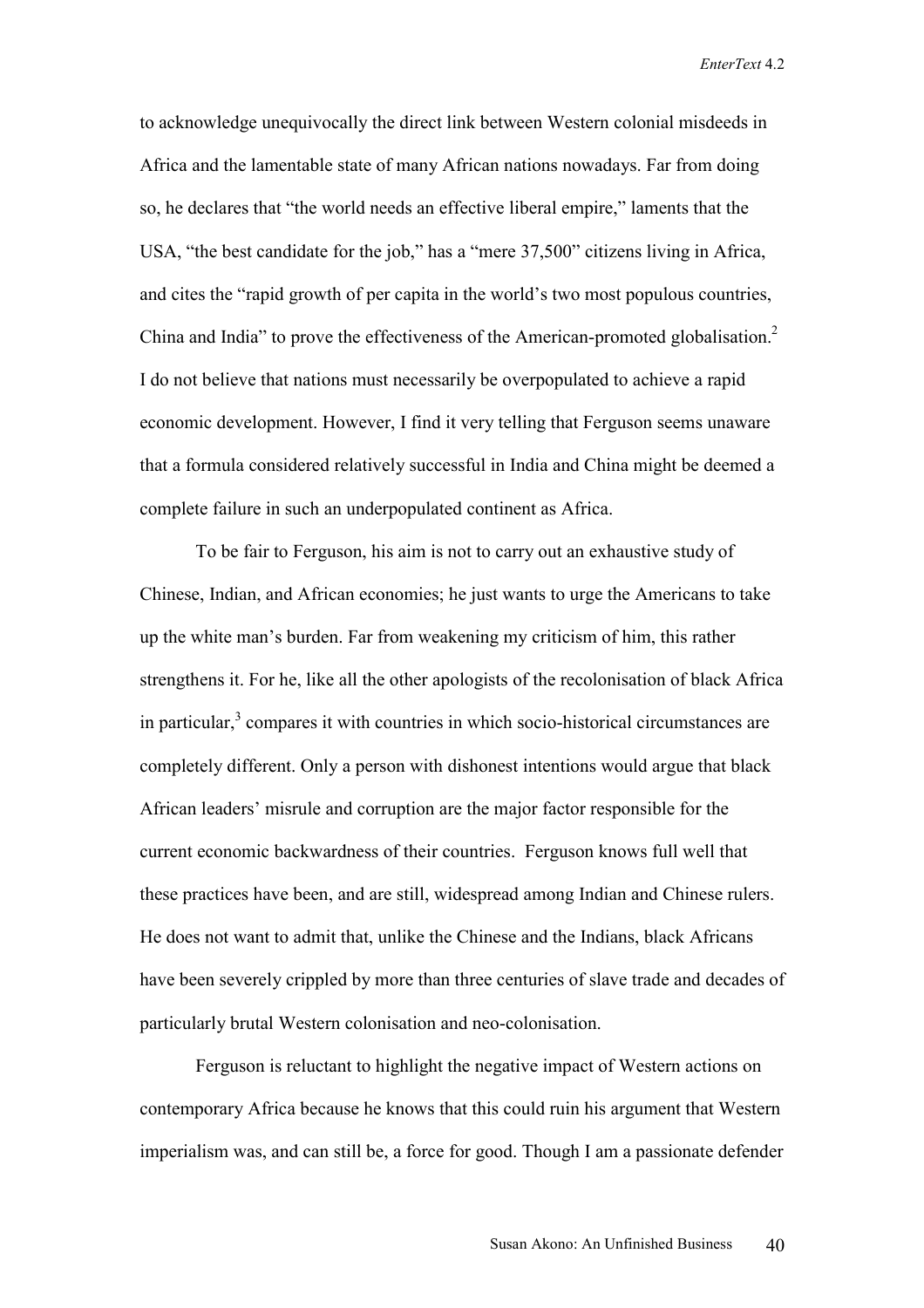to acknowledge unequivocally the direct link between Western colonial misdeeds in Africa and the lamentable state of many African nations nowadays. Far from doing so, he declares that "the world needs an effective liberal empire," laments that the USA, "the best candidate for the job," has a "mere 37,500" citizens living in Africa, and cites the "rapid growth of per capita in the world's two most populous countries, China and India" to prove the effectiveness of the American-promoted globalisation.[2] I do not believe that nations must necessarily be overpopulated to achieve a rapid economic development. However, I find it very telling that Ferguson seems unaware that a formula considered relatively successful in India and China might be deemed a complete failure in such an underpopulated continent as Africa.

To be fair to Ferguson, his aim is not to carry out an exhaustive study of Chinese, Indian, and African economies; he just wants to urge the Americans to take up the white man's burden. Far from weakening my criticism of him, this rather strengthens it. For he, like all the other apologists of the recolonisation of black Africa in particular,[3] compares it with countries in which socio-historical circumstances are completely different. Only a person with dishonest intentions would argue that black African leaders' misrule and corruption are the major factor responsible for the current economic backwardness of their countries. Ferguson knows full well that these practices have been, and are still, widespread among Indian and Chinese rulers. He does not want to admit that, unlike the Chinese and the Indians, black Africans have been severely crippled by more than three centuries of slave trade and decades of particularly brutal Western colonisation and neo-colonisation.

Ferguson is reluctant to highlight the negative impact of Western actions on contemporary Africa because he knows that this could ruin his argument that Western imperialism was, and can still be, a force for good. Though I am a passionate defender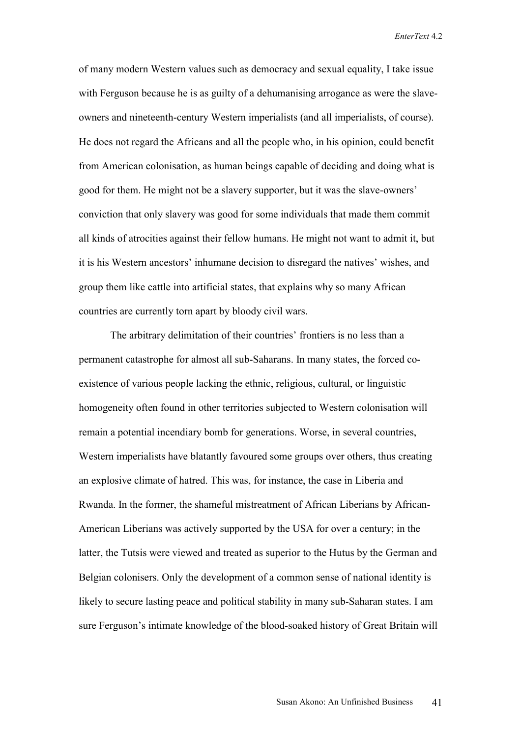of many modern Western values such as democracy and sexual equality, I take issue with Ferguson because he is as guilty of a dehumanising arrogance as were the slave-owners and nineteenth-century Western imperialists (and all imperialists, of course). He does not regard the Africans and all the people who, in his opinion, could benefit from American colonisation, as human beings capable of deciding and doing what is good for them. He might not be a slavery supporter, but it was the slave-owners' conviction that only slavery was good for some individuals that made them commit all kinds of atrocities against their fellow humans. He might not want to admit it, but it is his Western ancestors' inhumane decision to disregard the natives' wishes, and group them like cattle into artificial states, that explains why so many African countries are currently torn apart by bloody civil wars.

The arbitrary delimitation of their countries' frontiers is no less than a permanent catastrophe for almost all sub-Saharans. In many states, the forced co-existence of various people lacking the ethnic, religious, cultural, or linguistic homogeneity often found in other territories subjected to Western colonisation will remain a potential incendiary bomb for generations. Worse, in several countries, Western imperialists have blatantly favoured some groups over others, thus creating an explosive climate of hatred. This was, for instance, the case in Liberia and Rwanda. In the former, the shameful mistreatment of African Liberians by African-American Liberians was actively supported by the USA for over a century; in the latter, the Tutsis were viewed and treated as superior to the Hutus by the German and Belgian colonisers. Only the development of a common sense of national identity is likely to secure lasting peace and political stability in many sub-Saharan states. I am sure Ferguson's intimate knowledge of the blood-soaked history of Great Britain will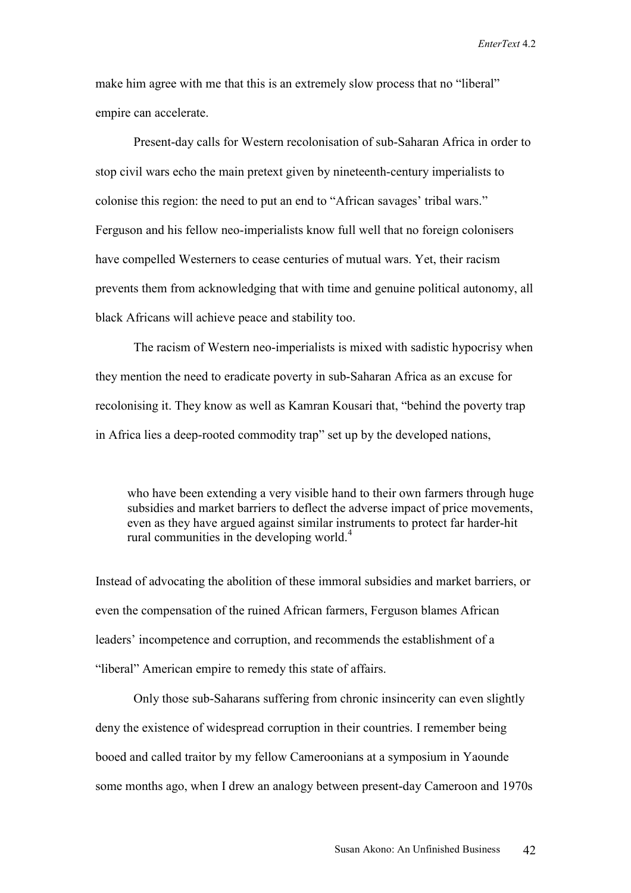make him agree with me that this is an extremely slow process that no "liberal" empire can accelerate.

Present-day calls for Western recolonisation of sub-Saharan Africa in order to stop civil wars echo the main pretext given by nineteenth-century imperialists to colonise this region: the need to put an end to "African savages' tribal wars." Ferguson and his fellow neo-imperialists know full well that no foreign colonisers have compelled Westerners to cease centuries of mutual wars. Yet, their racism prevents them from acknowledging that with time and genuine political autonomy, all black Africans will achieve peace and stability too.

The racism of Western neo-imperialists is mixed with sadistic hypocrisy when they mention the need to eradicate poverty in sub-Saharan Africa as an excuse for recolonising it. They know as well as Kamran Kousari that, "behind the poverty trap in Africa lies a deep-rooted commodity trap" set up by the developed nations,

> who have been extending a very visible hand to their own farmers through huge subsidies and market barriers to deflect the adverse impact of price movements, even as they have argued against similar instruments to protect far harder-hit rural communities in the developing world.[4]

Instead of advocating the abolition of these immoral subsidies and market barriers, or even the compensation of the ruined African farmers, Ferguson blames African leaders' incompetence and corruption, and recommends the establishment of a "liberal" American empire to remedy this state of affairs.

Only those sub-Saharans suffering from chronic insincerity can even slightly deny the existence of widespread corruption in their countries. I remember being booed and called traitor by my fellow Cameroonians at a symposium in Yaounde some months ago, when I drew an analogy between present-day Cameroon and 1970s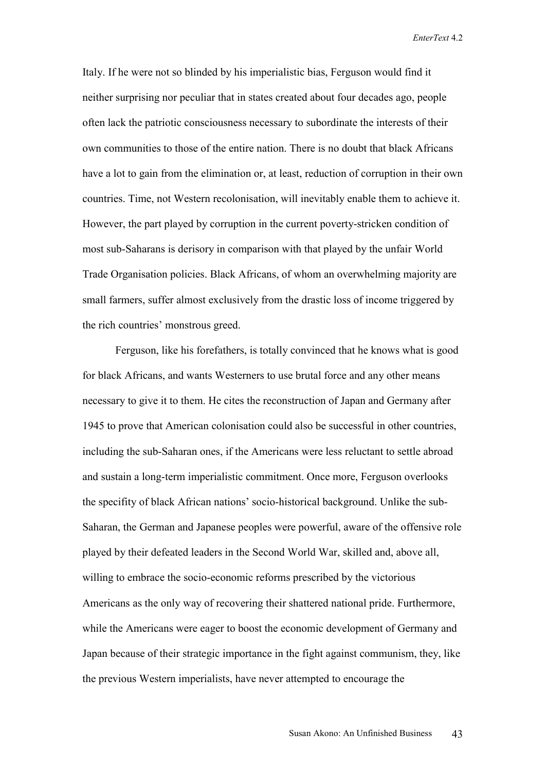Italy. If he were not so blinded by his imperialistic bias, Ferguson would find it neither surprising nor peculiar that in states created about four decades ago, people often lack the patriotic consciousness necessary to subordinate the interests of their own communities to those of the entire nation. There is no doubt that black Africans have a lot to gain from the elimination or, at least, reduction of corruption in their own countries. Time, not Western recolonisation, will inevitably enable them to achieve it. However, the part played by corruption in the current poverty-stricken condition of most sub-Saharans is derisory in comparison with that played by the unfair World Trade Organisation policies. Black Africans, of whom an overwhelming majority are small farmers, suffer almost exclusively from the drastic loss of income triggered by the rich countries' monstrous greed.

Ferguson, like his forefathers, is totally convinced that he knows what is good for black Africans, and wants Westerners to use brutal force and any other means necessary to give it to them. He cites the reconstruction of Japan and Germany after 1945 to prove that American colonisation could also be successful in other countries, including the sub-Saharan ones, if the Americans were less reluctant to settle abroad and sustain a long-term imperialistic commitment. Once more, Ferguson overlooks the specifity of black African nations' socio-historical background. Unlike the sub-Saharan, the German and Japanese peoples were powerful, aware of the offensive role played by their defeated leaders in the Second World War, skilled and, above all, willing to embrace the socio-economic reforms prescribed by the victorious Americans as the only way of recovering their shattered national pride. Furthermore, while the Americans were eager to boost the economic development of Germany and Japan because of their strategic importance in the fight against communism, they, like the previous Western imperialists, have never attempted to encourage the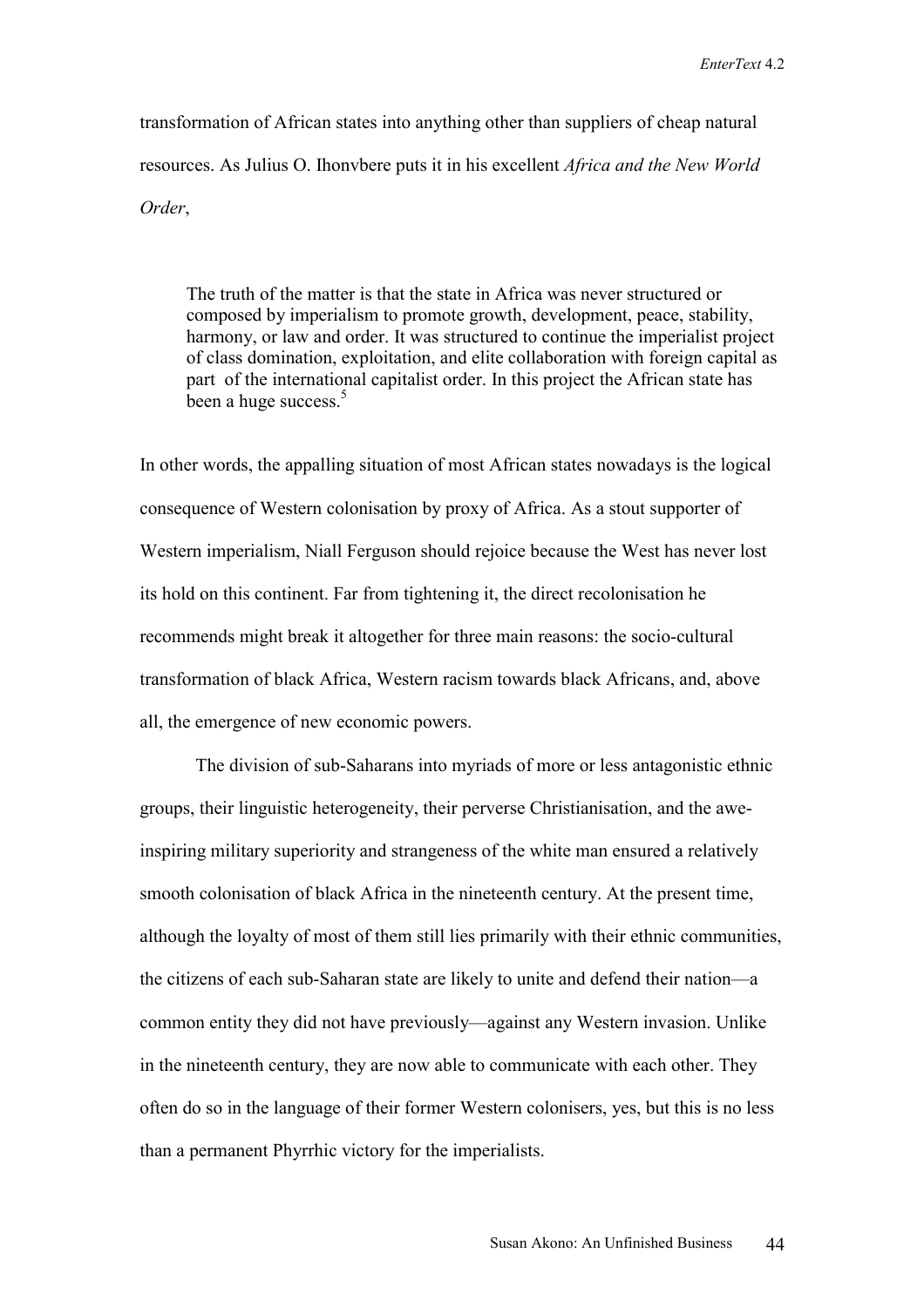transformation of African states into anything other than suppliers of cheap natural resources. As Julius O. Ihonvbere puts it in his excellent *Africa and the New World Order*,

> The truth of the matter is that the state in Africa was never structured or composed by imperialism to promote growth, development, peace, stability, harmony, or law and order. It was structured to continue the imperialist project of class domination, exploitation, and elite collaboration with foreign capital as part of the international capitalist order. In this project the African state has been a huge success.[5]

In other words, the appalling situation of most African states nowadays is the logical consequence of Western colonisation by proxy of Africa. As a stout supporter of Western imperialism, Niall Ferguson should rejoice because the West has never lost its hold on this continent. Far from tightening it, the direct recolonisation he recommends might break it altogether for three main reasons: the socio-cultural transformation of black Africa, Western racism towards black Africans, and, above all, the emergence of new economic powers.

The division of sub-Saharans into myriads of more or less antagonistic ethnic groups, their linguistic heterogeneity, their perverse Christianisation, and the awe-inspiring military superiority and strangeness of the white man ensured a relatively smooth colonisation of black Africa in the nineteenth century. At the present time, although the loyalty of most of them still lies primarily with their ethnic communities, the citizens of each sub-Saharan state are likely to unite and defend their nation—a common entity they did not have previously—against any Western invasion. Unlike in the nineteenth century, they are now able to communicate with each other. They often do so in the language of their former Western colonisers, yes, but this is no less than a permanent Phyrrhic victory for the imperialists.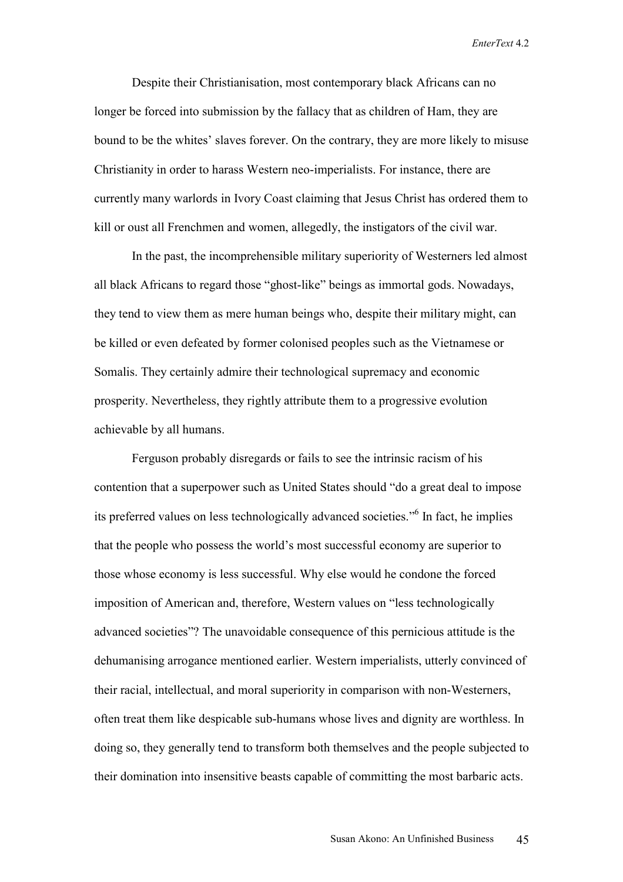Despite their Christianisation, most contemporary black Africans can no longer be forced into submission by the fallacy that as children of Ham, they are bound to be the whites' slaves forever. On the contrary, they are more likely to misuse Christianity in order to harass Western neo-imperialists. For instance, there are currently many warlords in Ivory Coast claiming that Jesus Christ has ordered them to kill or oust all Frenchmen and women, allegedly, the instigators of the civil war.

In the past, the incomprehensible military superiority of Westerners led almost all black Africans to regard those "ghost-like" beings as immortal gods. Nowadays, they tend to view them as mere human beings who, despite their military might, can be killed or even defeated by former colonised peoples such as the Vietnamese or Somalis. They certainly admire their technological supremacy and economic prosperity. Nevertheless, they rightly attribute them to a progressive evolution achievable by all humans.

Ferguson probably disregards or fails to see the intrinsic racism of his contention that a superpower such as United States should "do a great deal to impose its preferred values on less technologically advanced societies."[6] In fact, he implies that the people who possess the world's most successful economy are superior to those whose economy is less successful. Why else would he condone the forced imposition of American and, therefore, Western values on "less technologically advanced societies"? The unavoidable consequence of this pernicious attitude is the dehumanising arrogance mentioned earlier. Western imperialists, utterly convinced of their racial, intellectual, and moral superiority in comparison with non-Westerners, often treat them like despicable sub-humans whose lives and dignity are worthless. In doing so, they generally tend to transform both themselves and the people subjected to their domination into insensitive beasts capable of committing the most barbaric acts.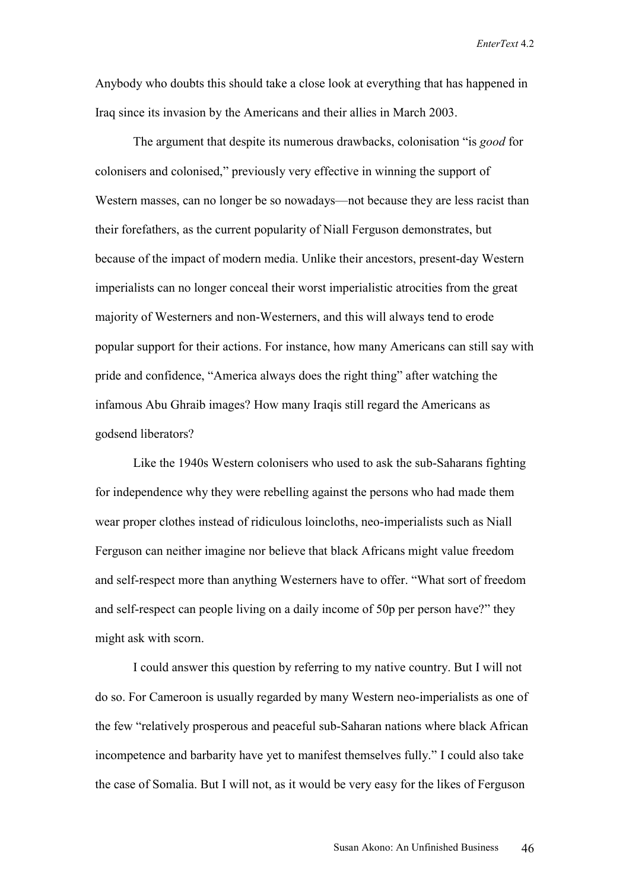Anybody who doubts this should take a close look at everything that has happened in Iraq since its invasion by the Americans and their allies in March 2003.

The argument that despite its numerous drawbacks, colonisation "is *good* for colonisers and colonised," previously very effective in winning the support of Western masses, can no longer be so nowadays—not because they are less racist than their forefathers, as the current popularity of Niall Ferguson demonstrates, but because of the impact of modern media. Unlike their ancestors, present-day Western imperialists can no longer conceal their worst imperialistic atrocities from the great majority of Westerners and non-Westerners, and this will always tend to erode popular support for their actions. For instance, how many Americans can still say with pride and confidence, "America always does the right thing" after watching the infamous Abu Ghraib images? How many Iraqis still regard the Americans as godsend liberators?

Like the 1940s Western colonisers who used to ask the sub-Saharans fighting for independence why they were rebelling against the persons who had made them wear proper clothes instead of ridiculous loincloths, neo-imperialists such as Niall Ferguson can neither imagine nor believe that black Africans might value freedom and self-respect more than anything Westerners have to offer. "What sort of freedom and self-respect can people living on a daily income of 50p per person have?" they might ask with scorn.

I could answer this question by referring to my native country. But I will not do so. For Cameroon is usually regarded by many Western neo-imperialists as one of the few "relatively prosperous and peaceful sub-Saharan nations where black African incompetence and barbarity have yet to manifest themselves fully." I could also take the case of Somalia. But I will not, as it would be very easy for the likes of Ferguson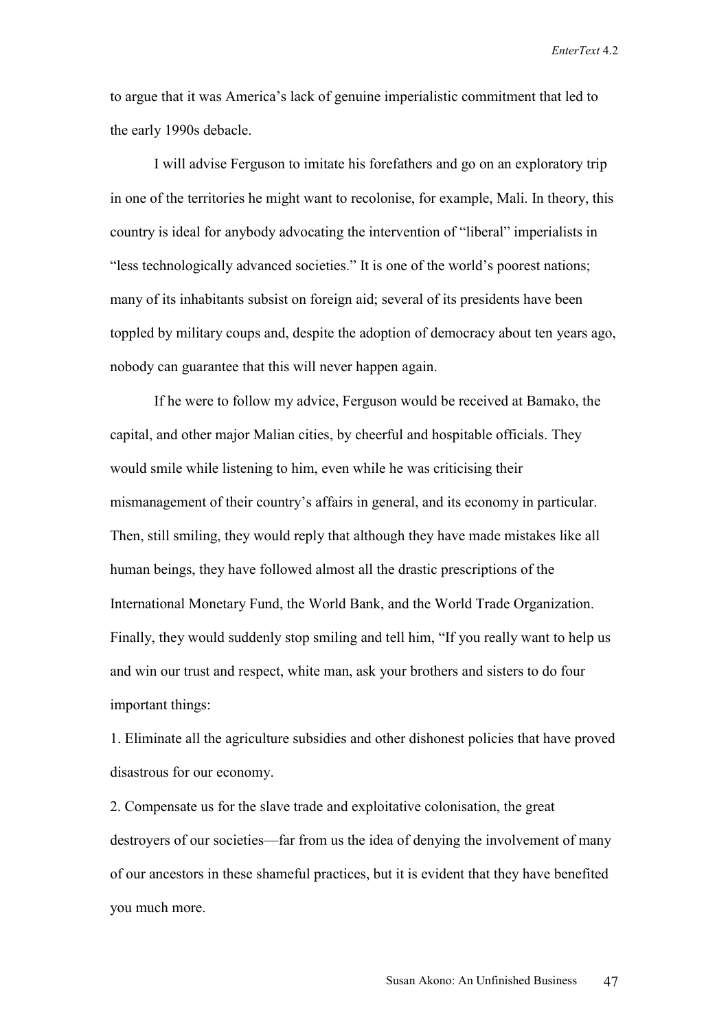to argue that it was America's lack of genuine imperialistic commitment that led to the early 1990s debacle.

I will advise Ferguson to imitate his forefathers and go on an exploratory trip in one of the territories he might want to recolonise, for example, Mali. In theory, this country is ideal for anybody advocating the intervention of "liberal" imperialists in "less technologically advanced societies." It is one of the world's poorest nations; many of its inhabitants subsist on foreign aid; several of its presidents have been toppled by military coups and, despite the adoption of democracy about ten years ago, nobody can guarantee that this will never happen again.

If he were to follow my advice, Ferguson would be received at Bamako, the capital, and other major Malian cities, by cheerful and hospitable officials. They would smile while listening to him, even while he was criticising their mismanagement of their country's affairs in general, and its economy in particular. Then, still smiling, they would reply that although they have made mistakes like all human beings, they have followed almost all the drastic prescriptions of the International Monetary Fund, the World Bank, and the World Trade Organization. Finally, they would suddenly stop smiling and tell him, "If you really want to help us and win our trust and respect, white man, ask your brothers and sisters to do four important things:

1. Eliminate all the agriculture subsidies and other dishonest policies that have proved disastrous for our economy.
2. Compensate us for the slave trade and exploitative colonisation, the great destroyers of our societies—far from us the idea of denying the involvement of many of our ancestors in these shameful practices, but it is evident that they have benefited you much more.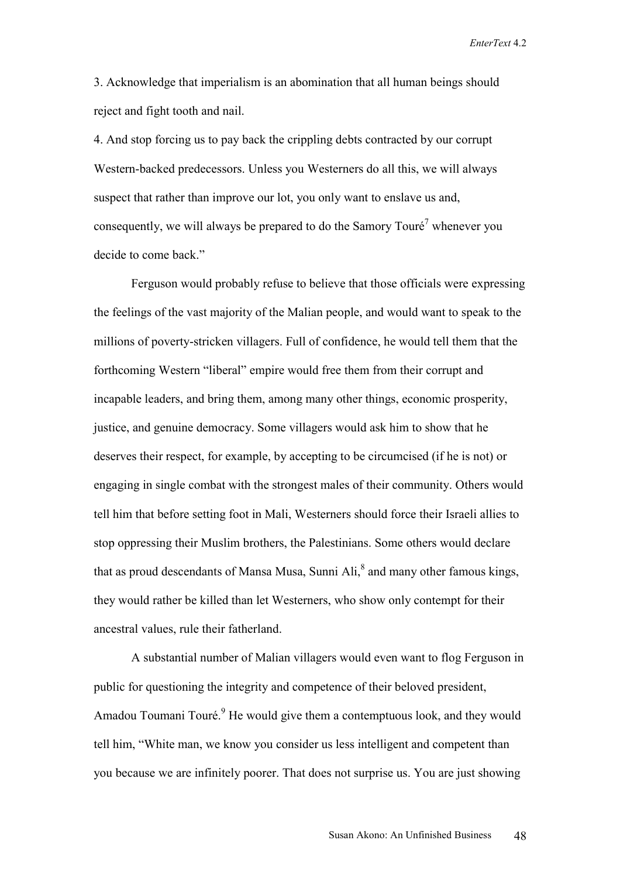3. Acknowledge that imperialism is an abomination that all human beings should reject and fight tooth and nail.

4. And stop forcing us to pay back the crippling debts contracted by our corrupt Western-backed predecessors. Unless you Westerners do all this, we will always suspect that rather than improve our lot, you only want to enslave us and, consequently, we will always be prepared to do the Samory Touré[7] whenever you decide to come back."

Ferguson would probably refuse to believe that those officials were expressing the feelings of the vast majority of the Malian people, and would want to speak to the millions of poverty-stricken villagers. Full of confidence, he would tell them that the forthcoming Western "liberal" empire would free them from their corrupt and incapable leaders, and bring them, among many other things, economic prosperity, justice, and genuine democracy. Some villagers would ask him to show that he deserves their respect, for example, by accepting to be circumcised (if he is not) or engaging in single combat with the strongest males of their community. Others would tell him that before setting foot in Mali, Westerners should force their Israeli allies to stop oppressing their Muslim brothers, the Palestinians. Some others would declare that as proud descendants of Mansa Musa, Sunni Ali,[8] and many other famous kings, they would rather be killed than let Westerners, who show only contempt for their ancestral values, rule their fatherland.

A substantial number of Malian villagers would even want to flog Ferguson in public for questioning the integrity and competence of their beloved president, Amadou Toumani Touré.[9] He would give them a contemptuous look, and they would tell him, "White man, we know you consider us less intelligent and competent than you because we are infinitely poorer. That does not surprise us. You are just showing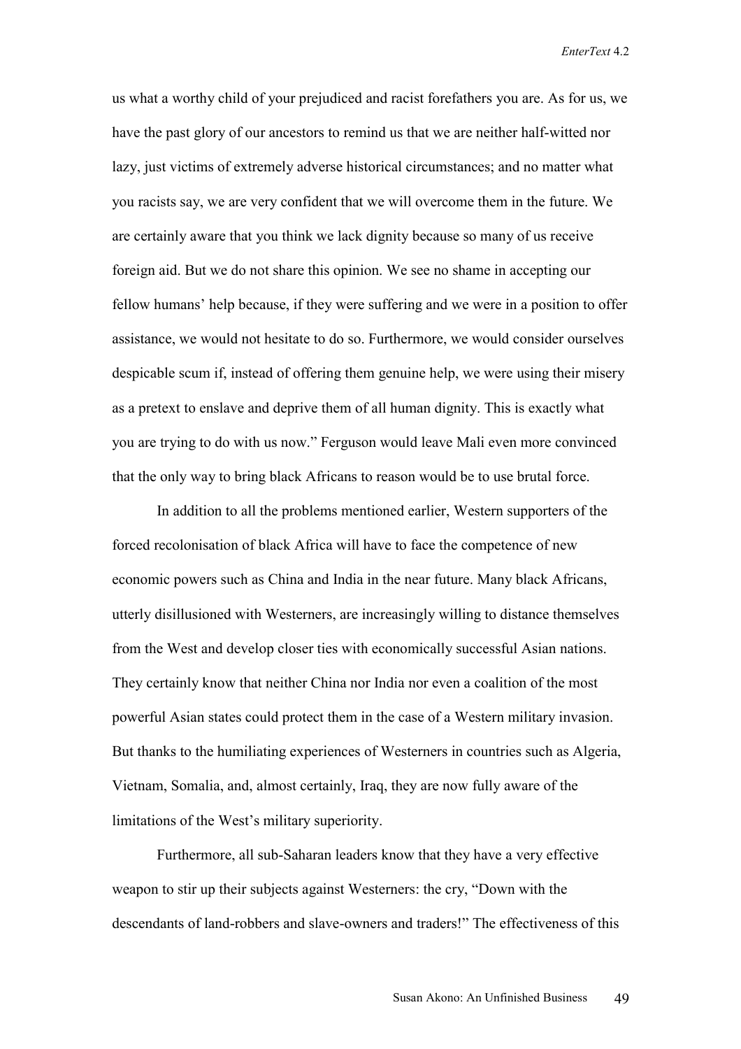us what a worthy child of your prejudiced and racist forefathers you are. As for us, we have the past glory of our ancestors to remind us that we are neither half-witted nor lazy, just victims of extremely adverse historical circumstances; and no matter what you racists say, we are very confident that we will overcome them in the future. We are certainly aware that you think we lack dignity because so many of us receive foreign aid. But we do not share this opinion. We see no shame in accepting our fellow humans' help because, if they were suffering and we were in a position to offer assistance, we would not hesitate to do so. Furthermore, we would consider ourselves despicable scum if, instead of offering them genuine help, we were using their misery as a pretext to enslave and deprive them of all human dignity. This is exactly what you are trying to do with us now." Ferguson would leave Mali even more convinced that the only way to bring black Africans to reason would be to use brutal force.

In addition to all the problems mentioned earlier, Western supporters of the forced recolonisation of black Africa will have to face the competence of new economic powers such as China and India in the near future. Many black Africans, utterly disillusioned with Westerners, are increasingly willing to distance themselves from the West and develop closer ties with economically successful Asian nations. They certainly know that neither China nor India nor even a coalition of the most powerful Asian states could protect them in the case of a Western military invasion. But thanks to the humiliating experiences of Westerners in countries such as Algeria, Vietnam, Somalia, and, almost certainly, Iraq, they are now fully aware of the limitations of the West's military superiority.

Furthermore, all sub-Saharan leaders know that they have a very effective weapon to stir up their subjects against Westerners: the cry, "Down with the descendants of land-robbers and slave-owners and traders!" The effectiveness of this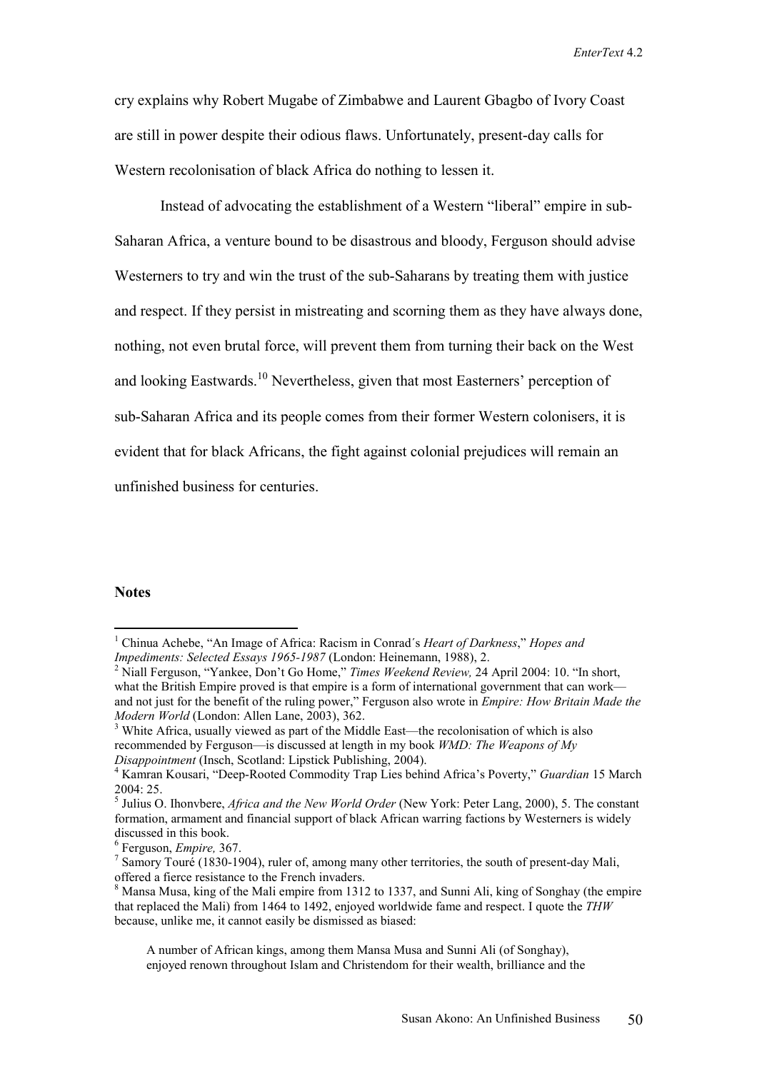cry explains why Robert Mugabe of Zimbabwe and Laurent Gbagbo of Ivory Coast are still in power despite their odious flaws. Unfortunately, present-day calls for Western recolonisation of black Africa do nothing to lessen it.

Instead of advocating the establishment of a Western "liberal" empire in sub-Saharan Africa, a venture bound to be disastrous and bloody, Ferguson should advise Westerners to try and win the trust of the sub-Saharans by treating them with justice and respect. If they persist in mistreating and scorning them as they have always done, nothing, not even brutal force, will prevent them from turning their back on the West and looking Eastwards.[10] Nevertheless, given that most Easterners' perception of sub-Saharan Africa and its people comes from their former Western colonisers, it is evident that for black Africans, the fight against colonial prejudices will remain an unfinished business for centuries.

**Notes**

[1] Chinua Achebe, "An Image of Africa: Racism in Conrad´s *Heart of Darkness*," *Hopes and Impediments: Selected Essays 1965-1987* (London: Heinemann, 1988), 2.

[2] Niall Ferguson, "Yankee, Don't Go Home," *Times Weekend Review,* 24 April 2004: 10. "In short, what the British Empire proved is that empire is a form of international government that can work—and not just for the benefit of the ruling power," Ferguson also wrote in *Empire: How Britain Made the Modern World* (London: Allen Lane, 2003), 362.

[3] White Africa, usually viewed as part of the Middle East—the recolonisation of which is also recommended by Ferguson—is discussed at length in my book *WMD: The Weapons of My Disappointment* (Insch, Scotland: Lipstick Publishing, 2004).

[4] Kamran Kousari, "Deep-Rooted Commodity Trap Lies behind Africa's Poverty," *Guardian* 15 March 2004: 25.

[5] Julius O. Ihonvbere, *Africa and the New World Order* (New York: Peter Lang, 2000), 5. The constant formation, armament and financial support of black African warring factions by Westerners is widely discussed in this book.

[6] Ferguson, *Empire,* 367.

[7] Samory Touré (1830-1904), ruler of, among many other territories, the south of present-day Mali, offered a fierce resistance to the French invaders.

[8] Mansa Musa, king of the Mali empire from 1312 to 1337, and Sunni Ali, king of Songhay (the empire that replaced the Mali) from 1464 to 1492, enjoyed worldwide fame and respect. I quote the *THW* because, unlike me, it cannot easily be dismissed as biased:

> A number of African kings, among them Mansa Musa and Sunni Ali (of Songhay), enjoyed renown throughout Islam and Christendom for their wealth, brilliance and the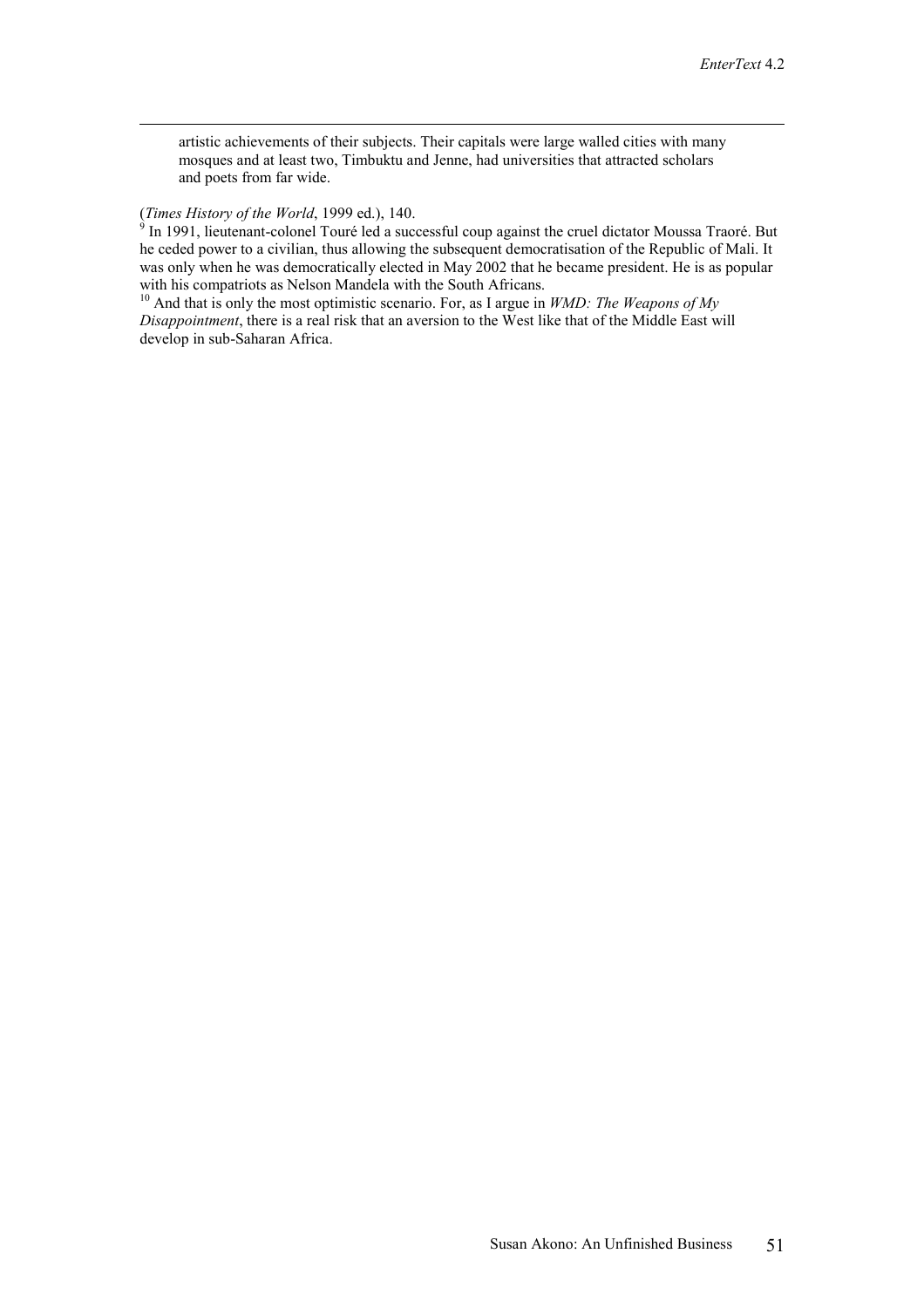> artistic achievements of their subjects. Their capitals were large walled cities with many mosques and at least two, Timbuktu and Jenne, had universities that attracted scholars and poets from far wide.

(*Times History of the World*, 1999 ed.), 140.

[9] In 1991, lieutenant-colonel Touré led a successful coup against the cruel dictator Moussa Traoré. But he ceded power to a civilian, thus allowing the subsequent democratisation of the Republic of Mali. It was only when he was democratically elected in May 2002 that he became president. He is as popular with his compatriots as Nelson Mandela with the South Africans.

[10] And that is only the most optimistic scenario. For, as I argue in *WMD: The Weapons of My Disappointment*, there is a real risk that an aversion to the West like that of the Middle East will develop in sub-Saharan Africa.